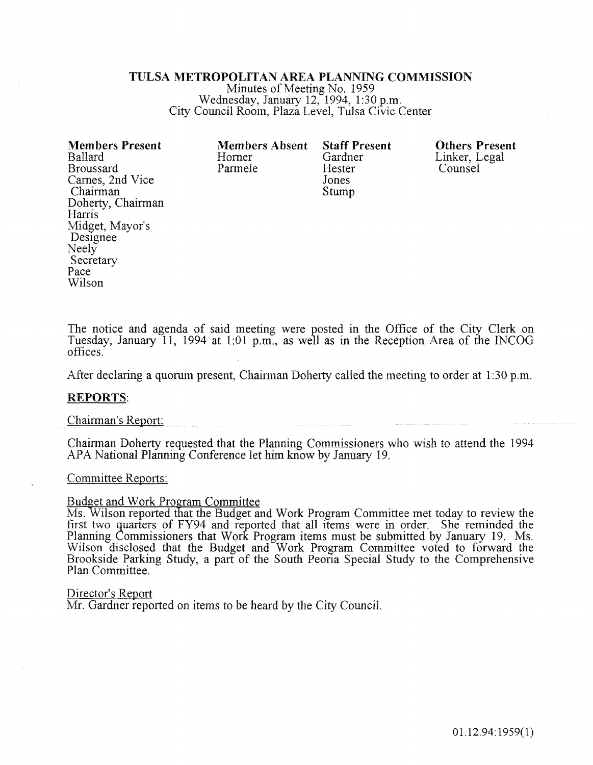# TULSA METROPOLITAN AREA PLANNING COMMISSION

Minutes of Meeting No. 1959
Wednesday, January 12, 1994, 1:30 p.m.
City Council Room, Plaza Level, Tulsa Civic Center

| Members Present | Members Absent | Staff Present | Others Present |
|---|---|---|---|
| Ballard | Horner | Gardner | Linker, Legal Counsel |
| Broussard | Parmele | Hester | |
| Carnes, 2nd Vice Chairman | | Jones | |
| Doherty, Chairman | | Stump | |
| Harris | | | |
| Midget, Mayor's Designee | | | |
| Neely Secretary | | | |
| Pace | | | |
| Wilson | | | |

The notice and agenda of said meeting were posted in the Office of the City Clerk on Tuesday, January 11, 1994 at 1:01 p.m., as well as in the Reception Area of the INCOG offices.

After declaring a quorum present, Chairman Doherty called the meeting to order at 1:30 p.m.

## REPORTS:

Chairman's Report:

Chairman Doherty requested that the Planning Commissioners who wish to attend the 1994 APA National Planning Conference let him know by January 19.

Committee Reports:

Budget and Work Program Committee

Ms. Wilson reported that the Budget and Work Program Committee met today to review the first two quarters of FY94 and reported that all items were in order. She reminded the Planning Commissioners that Work Program items must be submitted by January 19. Ms. Wilson disclosed that the Budget and Work Program Committee voted to forward the Brookside Parking Study, a part of the South Peoria Special Study to the Comprehensive Plan Committee.

Director's Report

Mr. Gardner reported on items to be heard by the City Council.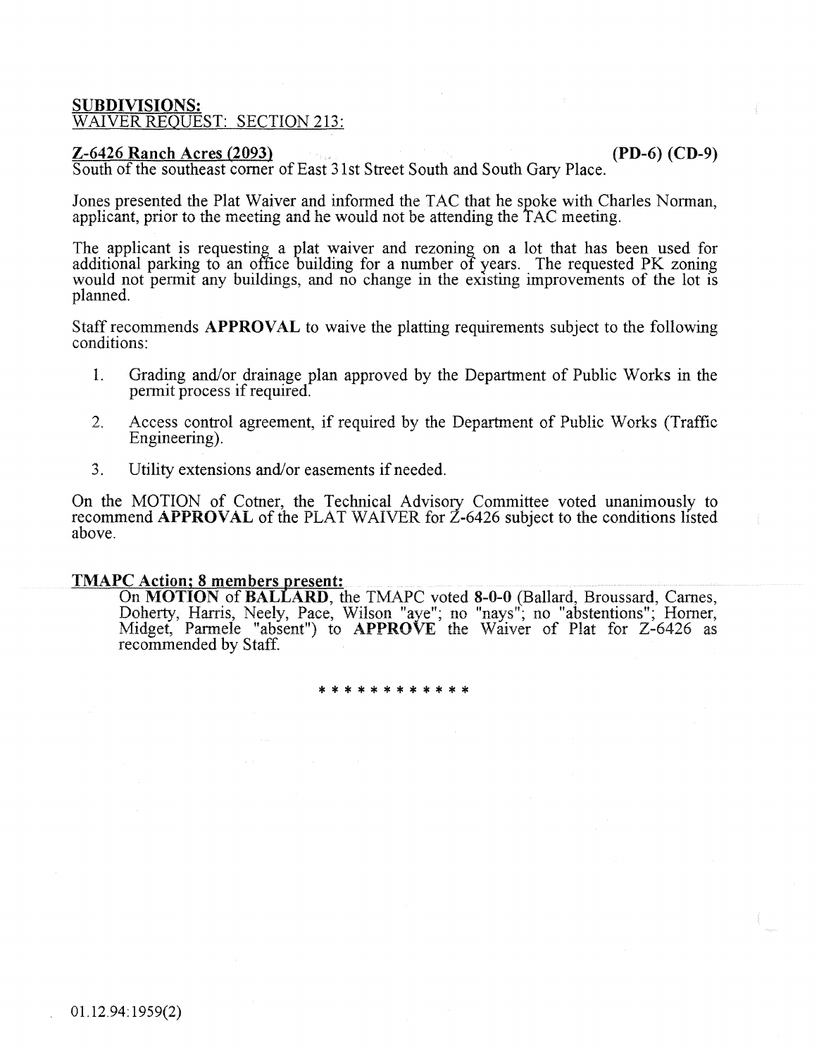**SUBDIVISIONS:**
WAIVER REQUEST: SECTION 213:

**Z-6426 Ranch Acres (2093)** **(PD-6) (CD-9)**
South of the southeast corner of East 31st Street South and South Gary Place.

Jones presented the Plat Waiver and informed the TAC that he spoke with Charles Norman, applicant, prior to the meeting and he would not be attending the TAC meeting.

The applicant is requesting a plat waiver and rezoning on a lot that has been used for additional parking to an office building for a number of years. The requested PK zoning would not permit any buildings, and no change in the existing improvements of the lot is planned.

Staff recommends **APPROVAL** to waive the platting requirements subject to the following conditions:

1. Grading and/or drainage plan approved by the Department of Public Works in the permit process if required.
2. Access control agreement, if required by the Department of Public Works (Traffic Engineering).
3. Utility extensions and/or easements if needed.

On the MOTION of Cotner, the Technical Advisory Committee voted unanimously to recommend **APPROVAL** of the PLAT WAIVER for Z-6426 subject to the conditions listed above.

**TMAPC Action; 8 members present:**
On **MOTION** of **BALLARD**, the TMAPC voted **8-0-0** (Ballard, Broussard, Carnes, Doherty, Harris, Neely, Pace, Wilson "aye"; no "nays"; no "abstentions"; Horner, Midget, Parmele "absent") to **APPROVE** the Waiver of Plat for Z-6426 as recommended by Staff.

* * * * * * * * * * * *

01.12.94:1959(2)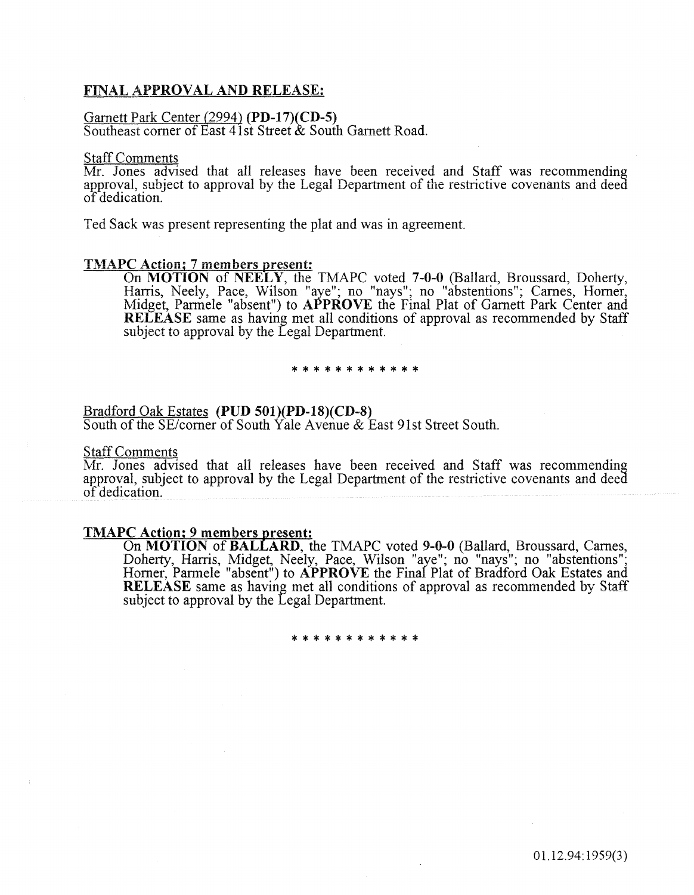## FINAL APPROVAL AND RELEASE:

Garnett Park Center (2994) **(PD-17)(CD-5)**
Southeast corner of East 41st Street & South Garnett Road.

Staff Comments
Mr. Jones advised that all releases have been received and Staff was recommending approval, subject to approval by the Legal Department of the restrictive covenants and deed of dedication.

Ted Sack was present representing the plat and was in agreement.

**TMAPC Action; 7 members present:**
On **MOTION** of **NEELY**, the TMAPC voted **7-0-0** (Ballard, Broussard, Doherty, Harris, Neely, Pace, Wilson "aye"; no "nays"; no "abstentions"; Carnes, Horner, Midget, Parmele "absent") to **APPROVE** the Final Plat of Garnett Park Center and **RELEASE** same as having met all conditions of approval as recommended by Staff subject to approval by the Legal Department.

* * * * * * * * * * * *

Bradford Oak Estates **(PUD 501)(PD-18)(CD-8)**
South of the SE/corner of South Yale Avenue & East 91st Street South.

Staff Comments
Mr. Jones advised that all releases have been received and Staff was recommending approval, subject to approval by the Legal Department of the restrictive covenants and deed of dedication.

**TMAPC Action; 9 members present:**
On **MOTION** of **BALLARD**, the TMAPC voted **9-0-0** (Ballard, Broussard, Carnes, Doherty, Harris, Midget, Neely, Pace, Wilson "aye"; no "nays"; no "abstentions"; Horner, Parmele "absent") to **APPROVE** the Final Plat of Bradford Oak Estates and **RELEASE** same as having met all conditions of approval as recommended by Staff subject to approval by the Legal Department.

* * * * * * * * * * * *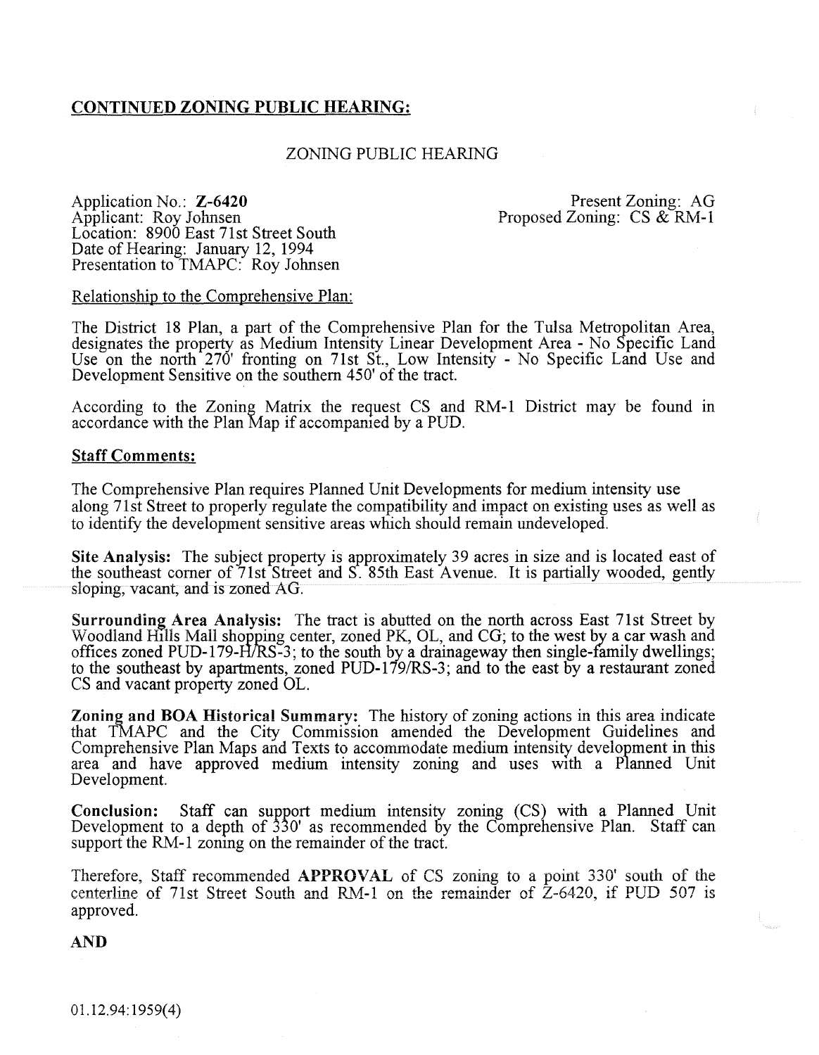## CONTINUED ZONING PUBLIC HEARING:

ZONING PUBLIC HEARING

Application No.: **Z-6420**
Applicant: Roy Johnsen
Location: 8900 East 71st Street South
Date of Hearing: January 12, 1994
Presentation to TMAPC: Roy Johnsen

Present Zoning: AG
Proposed Zoning: CS & RM-1

Relationship to the Comprehensive Plan:

The District 18 Plan, a part of the Comprehensive Plan for the Tulsa Metropolitan Area, designates the property as Medium Intensity Linear Development Area - No Specific Land Use on the north 270' fronting on 71st St., Low Intensity - No Specific Land Use and Development Sensitive on the southern 450' of the tract.

According to the Zoning Matrix the request CS and RM-1 District may be found in accordance with the Plan Map if accompanied by a PUD.

**Staff Comments:**

The Comprehensive Plan requires Planned Unit Developments for medium intensity use along 71st Street to properly regulate the compatibility and impact on existing uses as well as to identify the development sensitive areas which should remain undeveloped.

**Site Analysis:** The subject property is approximately 39 acres in size and is located east of the southeast corner of 71st Street and S. 85th East Avenue. It is partially wooded, gently sloping, vacant, and is zoned AG.

**Surrounding Area Analysis:** The tract is abutted on the north across East 71st Street by Woodland Hills Mall shopping center, zoned PK, OL, and CG; to the west by a car wash and offices zoned PUD-179-H/RS-3; to the south by a drainageway then single-family dwellings; to the southeast by apartments, zoned PUD-179/RS-3; and to the east by a restaurant zoned CS and vacant property zoned OL.

**Zoning and BOA Historical Summary:** The history of zoning actions in this area indicate that TMAPC and the City Commission amended the Development Guidelines and Comprehensive Plan Maps and Texts to accommodate medium intensity development in this area and have approved medium intensity zoning and uses with a Planned Unit Development.

**Conclusion:** Staff can support medium intensity zoning (CS) with a Planned Unit Development to a depth of 330' as recommended by the Comprehensive Plan. Staff can support the RM-1 zoning on the remainder of the tract.

Therefore, Staff recommended **APPROVAL** of CS zoning to a point 330' south of the centerline of 71st Street South and RM-1 on the remainder of Z-6420, if PUD 507 is approved.

**AND**

01.12.94:1959(4)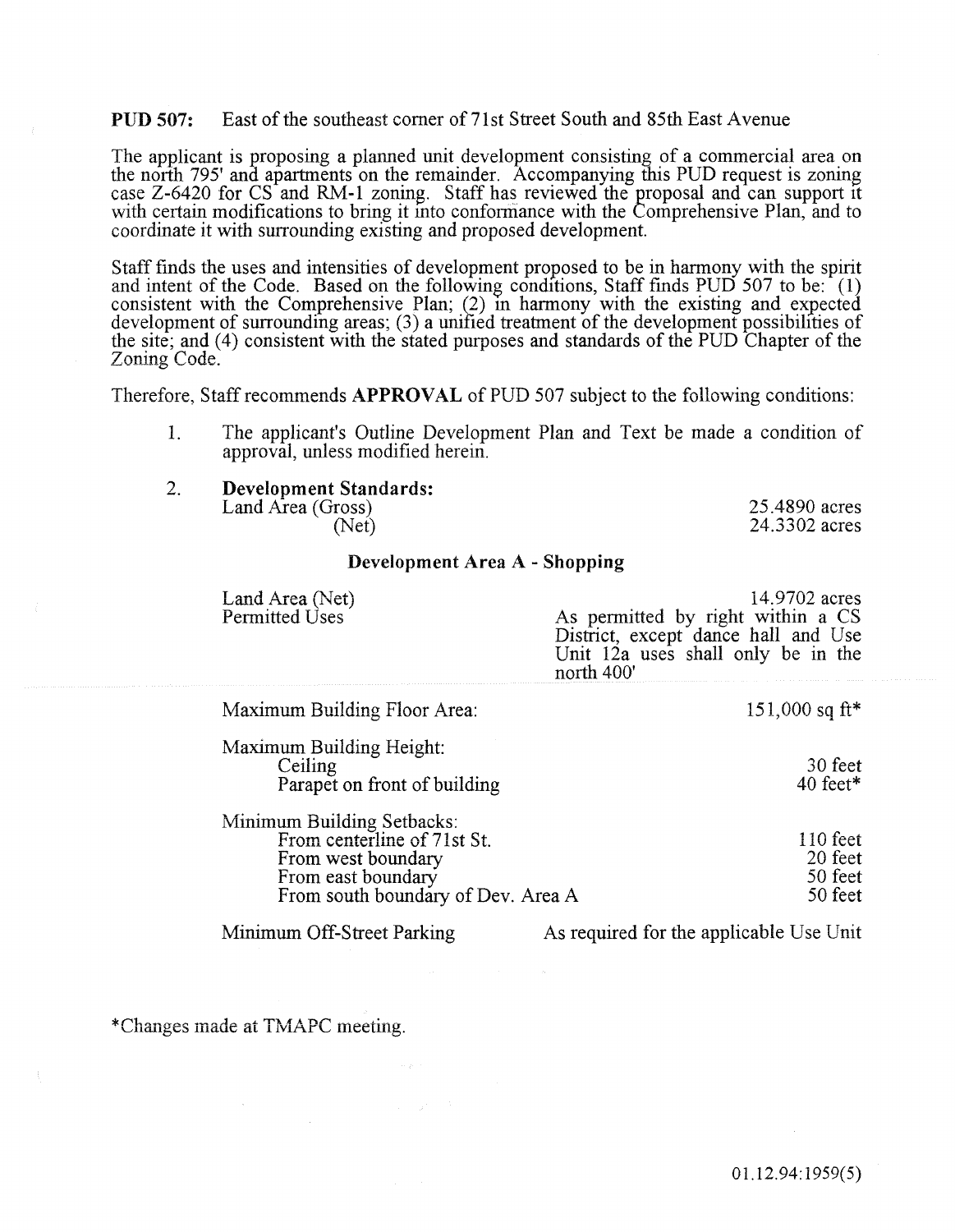**PUD 507:** East of the southeast corner of 71st Street South and 85th East Avenue

The applicant is proposing a planned unit development consisting of a commercial area on the north 795' and apartments on the remainder. Accompanying this PUD request is zoning case Z-6420 for CS and RM-1 zoning. Staff has reviewed the proposal and can support it with certain modifications to bring it into conformance with the Comprehensive Plan, and to coordinate it with surrounding existing and proposed development.

Staff finds the uses and intensities of development proposed to be in harmony with the spirit and intent of the Code. Based on the following conditions, Staff finds PUD 507 to be: (1) consistent with the Comprehensive Plan; (2) in harmony with the existing and expected development of surrounding areas; (3) a unified treatment of the development possibilities of the site; and (4) consistent with the stated purposes and standards of the PUD Chapter of the Zoning Code.

Therefore, Staff recommends **APPROVAL** of PUD 507 subject to the following conditions:

1. The applicant's Outline Development Plan and Text be made a condition of approval, unless modified herein.

2. **Development Standards:**

| | |
|---|---|
| Land Area (Gross) | 25.4890 acres |
| (Net) | 24.3302 acres |

**Development Area A - Shopping**

| | |
|---|---|
| Land Area (Net) | 14.9702 acres |
| Permitted Uses | As permitted by right within a CS District, except dance hall and Use Unit 12a uses shall only be in the north 400' |
| Maximum Building Floor Area: | 151,000 sq ft* |
| Maximum Building Height: | |
| Ceiling | 30 feet |
| Parapet on front of building | 40 feet* |
| Minimum Building Setbacks: | |
| From centerline of 71st St. | 110 feet |
| From west boundary | 20 feet |
| From east boundary | 50 feet |
| From south boundary of Dev. Area A | 50 feet |
| Minimum Off-Street Parking | As required for the applicable Use Unit |

*Changes made at TMAPC meeting.

01.12.94:1959(5)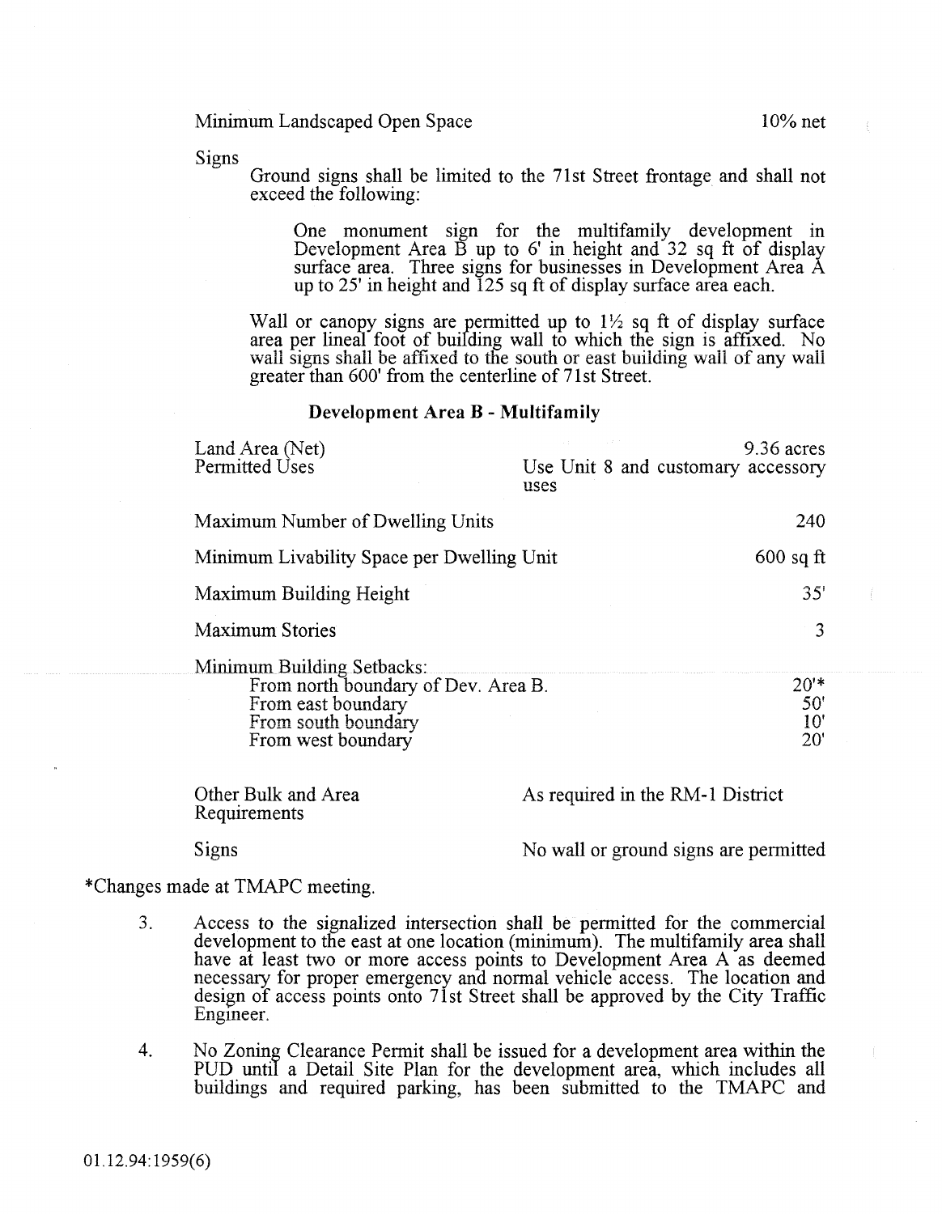Minimum Landscaped Open Space 10% net

Signs

Ground signs shall be limited to the 71st Street frontage and shall not exceed the following:

One monument sign for the multifamily development in Development Area B up to 6' in height and 32 sq ft of display surface area. Three signs for businesses in Development Area A up to 25' in height and 125 sq ft of display surface area each.

Wall or canopy signs are permitted up to 1½ sq ft of display surface area per lineal foot of building wall to which the sign is affixed. No wall signs shall be affixed to the south or east building wall of any wall greater than 600' from the centerline of 71st Street.

**Development Area B - Multifamily**

| | |
|---|---|
| Land Area (Net) | 9.36 acres |
| Permitted Uses | Use Unit 8 and customary accessory uses |
| Maximum Number of Dwelling Units | 240 |
| Minimum Livability Space per Dwelling Unit | 600 sq ft |
| Maximum Building Height | 35' |
| Maximum Stories | 3 |
| Minimum Building Setbacks: | |
| From north boundary of Dev. Area B. | 20'* |
| From east boundary | 50' |
| From south boundary | 10' |
| From west boundary | 20' |
| Other Bulk and Area Requirements | As required in the RM-1 District |
| Signs | No wall or ground signs are permitted |

*Changes made at TMAPC meeting.

3. Access to the signalized intersection shall be permitted for the commercial development to the east at one location (minimum). The multifamily area shall have at least two or more access points to Development Area A as deemed necessary for proper emergency and normal vehicle access. The location and design of access points onto 71st Street shall be approved by the City Traffic Engineer.

4. No Zoning Clearance Permit shall be issued for a development area within the PUD until a Detail Site Plan for the development area, which includes all buildings and required parking, has been submitted to the TMAPC and

01.12.94:1959(6)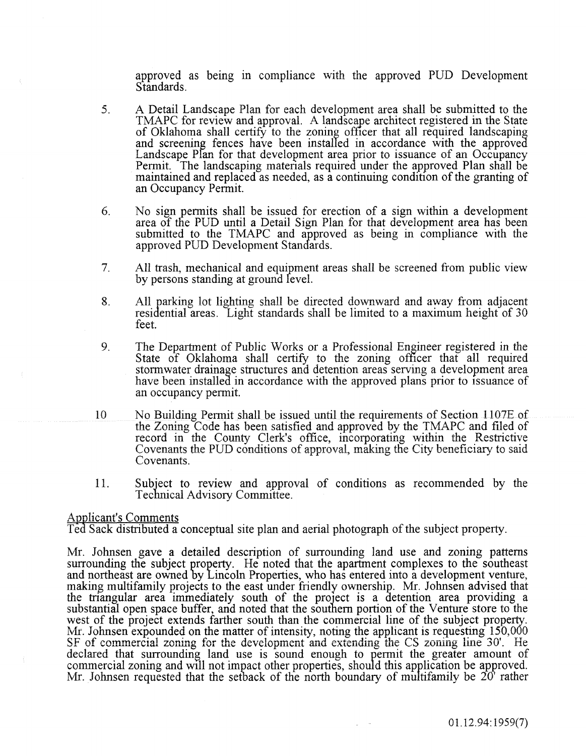approved as being in compliance with the approved PUD Development Standards.

5. A Detail Landscape Plan for each development area shall be submitted to the TMAPC for review and approval. A landscape architect registered in the State of Oklahoma shall certify to the zoning officer that all required landscaping and screening fences have been installed in accordance with the approved Landscape Plan for that development area prior to issuance of an Occupancy Permit. The landscaping materials required under the approved Plan shall be maintained and replaced as needed, as a continuing condition of the granting of an Occupancy Permit.

6. No sign permits shall be issued for erection of a sign within a development area of the PUD until a Detail Sign Plan for that development area has been submitted to the TMAPC and approved as being in compliance with the approved PUD Development Standards.

7. All trash, mechanical and equipment areas shall be screened from public view by persons standing at ground level.

8. All parking lot lighting shall be directed downward and away from adjacent residential areas. Light standards shall be limited to a maximum height of 30 feet.

9. The Department of Public Works or a Professional Engineer registered in the State of Oklahoma shall certify to the zoning officer that all required stormwater drainage structures and detention areas serving a development area have been installed in accordance with the approved plans prior to issuance of an occupancy permit.

10. No Building Permit shall be issued until the requirements of Section 1107E of the Zoning Code has been satisfied and approved by the TMAPC and filed of record in the County Clerk's office, incorporating within the Restrictive Covenants the PUD conditions of approval, making the City beneficiary to said Covenants.

11. Subject to review and approval of conditions as recommended by the Technical Advisory Committee.

Applicant's Comments

Ted Sack distributed a conceptual site plan and aerial photograph of the subject property.

Mr. Johnsen gave a detailed description of surrounding land use and zoning patterns surrounding the subject property. He noted that the apartment complexes to the southeast and northeast are owned by Lincoln Properties, who has entered into a development venture, making multifamily projects to the east under friendly ownership. Mr. Johnsen advised that the triangular area immediately south of the project is a detention area providing a substantial open space buffer, and noted that the southern portion of the Venture store to the west of the project extends farther south than the commercial line of the subject property. Mr. Johnsen expounded on the matter of intensity, noting the applicant is requesting 150,000 SF of commercial zoning for the development and extending the CS zoning line 30'. He declared that surrounding land use is sound enough to permit the greater amount of commercial zoning and will not impact other properties, should this application be approved. Mr. Johnsen requested that the setback of the north boundary of multifamily be 20' rather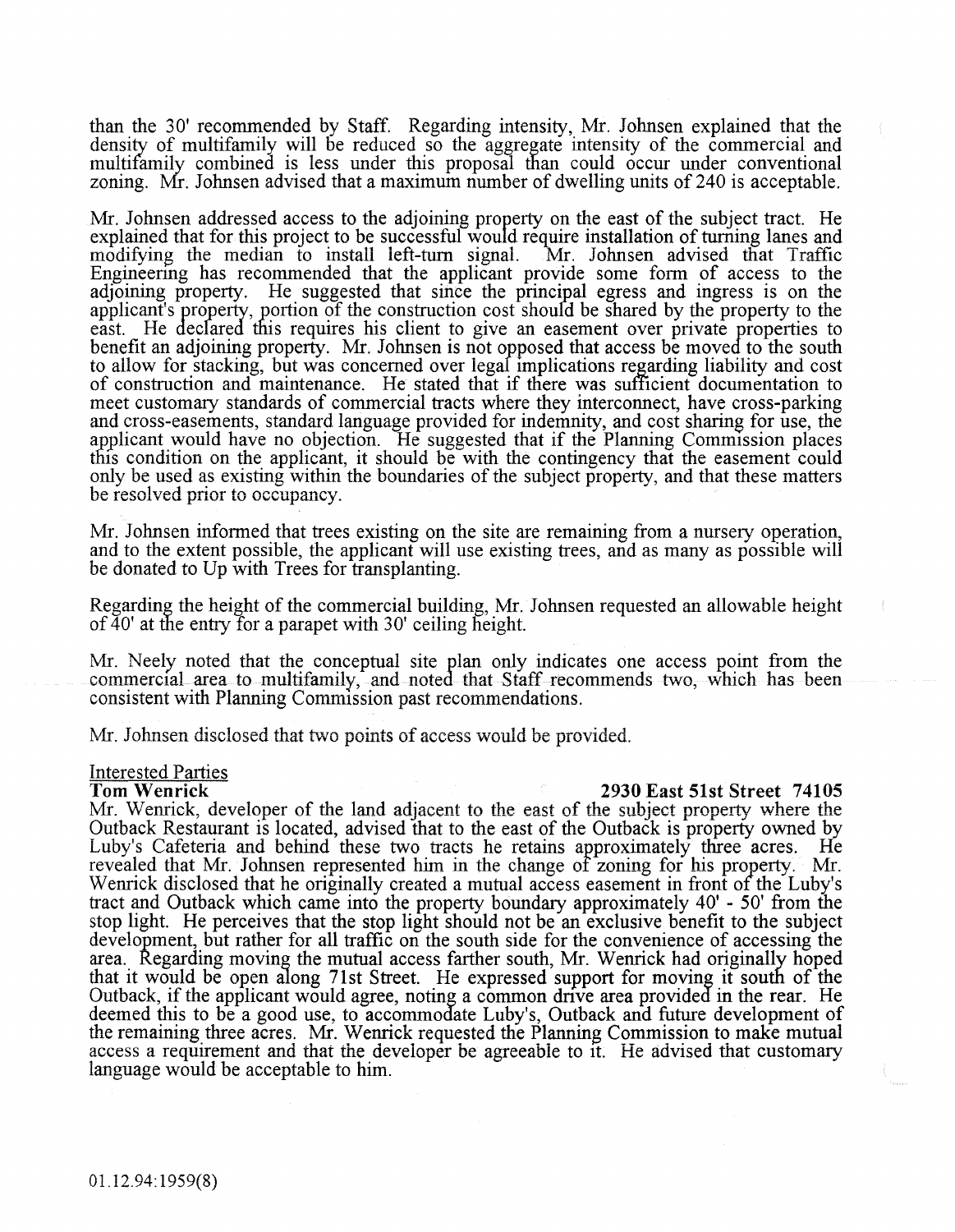than the 30' recommended by Staff. Regarding intensity, Mr. Johnsen explained that the density of multifamily will be reduced so the aggregate intensity of the commercial and multifamily combined is less under this proposal than could occur under conventional zoning. Mr. Johnsen advised that a maximum number of dwelling units of 240 is acceptable.

Mr. Johnsen addressed access to the adjoining property on the east of the subject tract. He explained that for this project to be successful would require installation of turning lanes and modifying the median to install left-turn signal. Mr. Johnsen advised that Traffic Engineering has recommended that the applicant provide some form of access to the adjoining property. He suggested that since the principal egress and ingress is on the applicant's property, portion of the construction cost should be shared by the property to the east. He declared this requires his client to give an easement over private properties to benefit an adjoining property. Mr. Johnsen is not opposed that access be moved to the south to allow for stacking, but was concerned over legal implications regarding liability and cost of construction and maintenance. He stated that if there was sufficient documentation to meet customary standards of commercial tracts where they interconnect, have cross-parking and cross-easements, standard language provided for indemnity, and cost sharing for use, the applicant would have no objection. He suggested that if the Planning Commission places this condition on the applicant, it should be with the contingency that the easement could only be used as existing within the boundaries of the subject property, and that these matters be resolved prior to occupancy.

Mr. Johnsen informed that trees existing on the site are remaining from a nursery operation, and to the extent possible, the applicant will use existing trees, and as many as possible will be donated to Up with Trees for transplanting.

Regarding the height of the commercial building, Mr. Johnsen requested an allowable height of 40' at the entry for a parapet with 30' ceiling height.

Mr. Neely noted that the conceptual site plan only indicates one access point from the commercial area to multifamily, and noted that Staff recommends two, which has been consistent with Planning Commission past recommendations.

Mr. Johnsen disclosed that two points of access would be provided.

Interested Parties

**Tom Wenrick** **2930 East 51st Street 74105**

Mr. Wenrick, developer of the land adjacent to the east of the subject property where the Outback Restaurant is located, advised that to the east of the Outback is property owned by Luby's Cafeteria and behind these two tracts he retains approximately three acres. He revealed that Mr. Johnsen represented him in the change of zoning for his property. Mr. Wenrick disclosed that he originally created a mutual access easement in front of the Luby's tract and Outback which came into the property boundary approximately 40' - 50' from the stop light. He perceives that the stop light should not be an exclusive benefit to the subject development, but rather for all traffic on the south side for the convenience of accessing the area. Regarding moving the mutual access farther south, Mr. Wenrick had originally hoped that it would be open along 71st Street. He expressed support for moving it south of the Outback, if the applicant would agree, noting a common drive area provided in the rear. He deemed this to be a good use, to accommodate Luby's, Outback and future development of the remaining three acres. Mr. Wenrick requested the Planning Commission to make mutual access a requirement and that the developer be agreeable to it. He advised that customary language would be acceptable to him.

01.12.94:1959(8)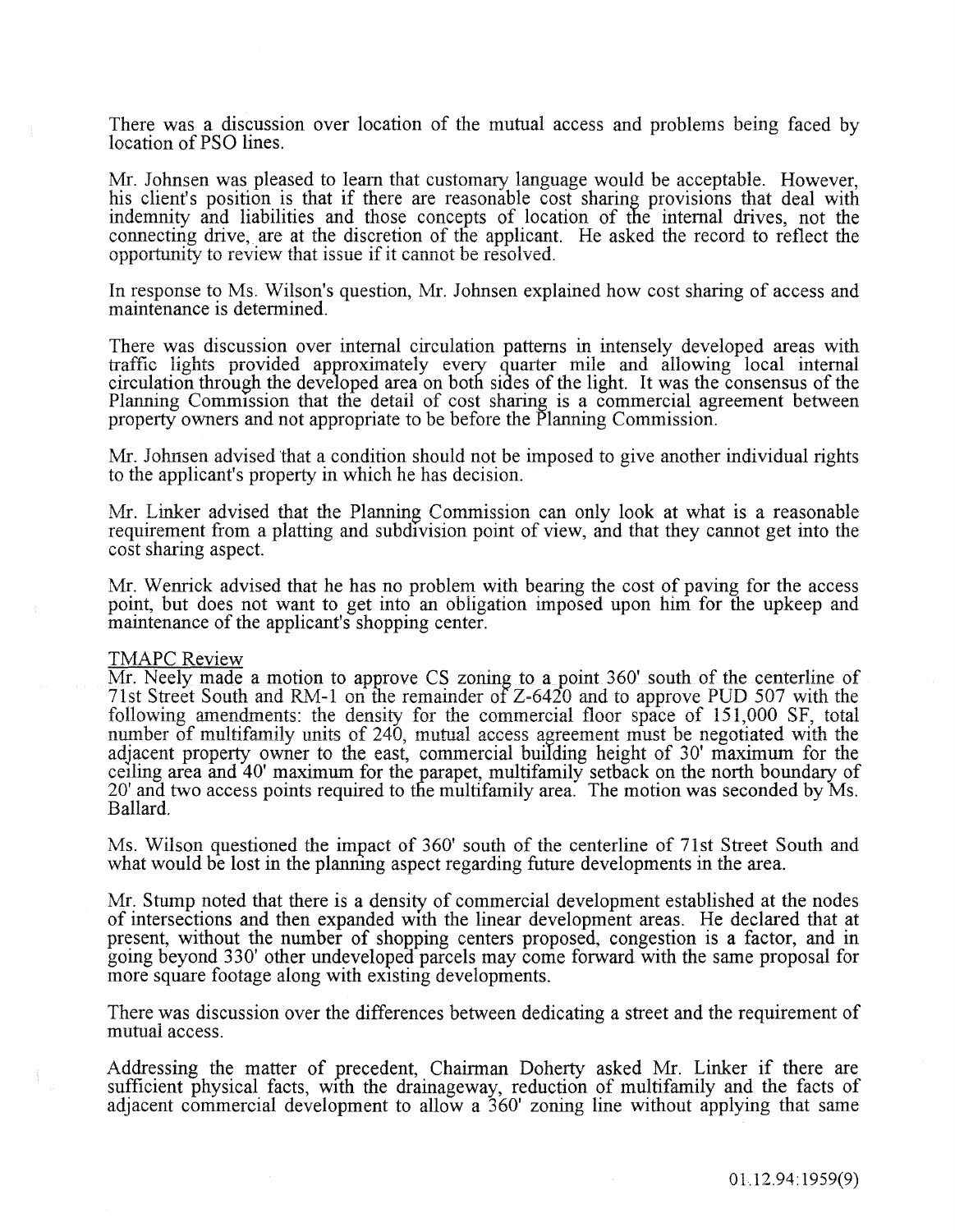There was a discussion over location of the mutual access and problems being faced by location of PSO lines.

Mr. Johnsen was pleased to learn that customary language would be acceptable. However, his client's position is that if there are reasonable cost sharing provisions that deal with indemnity and liabilities and those concepts of location of the internal drives, not the connecting drive, are at the discretion of the applicant. He asked the record to reflect the opportunity to review that issue if it cannot be resolved.

In response to Ms. Wilson's question, Mr. Johnsen explained how cost sharing of access and maintenance is determined.

There was discussion over internal circulation patterns in intensely developed areas with traffic lights provided approximately every quarter mile and allowing local internal circulation through the developed area on both sides of the light. It was the consensus of the Planning Commission that the detail of cost sharing is a commercial agreement between property owners and not appropriate to be before the Planning Commission.

Mr. Johnsen advised that a condition should not be imposed to give another individual rights to the applicant's property in which he has decision.

Mr. Linker advised that the Planning Commission can only look at what is a reasonable requirement from a platting and subdivision point of view, and that they cannot get into the cost sharing aspect.

Mr. Wenrick advised that he has no problem with bearing the cost of paving for the access point, but does not want to get into an obligation imposed upon him for the upkeep and maintenance of the applicant's shopping center.

TMAPC Review

Mr. Neely made a motion to approve CS zoning to a point 360' south of the centerline of 71st Street South and RM-1 on the remainder of Z-6420 and to approve PUD 507 with the following amendments: the density for the commercial floor space of 151,000 SF, total number of multifamily units of 240, mutual access agreement must be negotiated with the adjacent property owner to the east, commercial building height of 30' maximum for the ceiling area and 40' maximum for the parapet, multifamily setback on the north boundary of 20' and two access points required to the multifamily area. The motion was seconded by Ms. Ballard.

Ms. Wilson questioned the impact of 360' south of the centerline of 71st Street South and what would be lost in the planning aspect regarding future developments in the area.

Mr. Stump noted that there is a density of commercial development established at the nodes of intersections and then expanded with the linear development areas. He declared that at present, without the number of shopping centers proposed, congestion is a factor, and in going beyond 330' other undeveloped parcels may come forward with the same proposal for more square footage along with existing developments.

There was discussion over the differences between dedicating a street and the requirement of mutual access.

Addressing the matter of precedent, Chairman Doherty asked Mr. Linker if there are sufficient physical facts, with the drainageway, reduction of multifamily and the facts of adjacent commercial development to allow a 360' zoning line without applying that same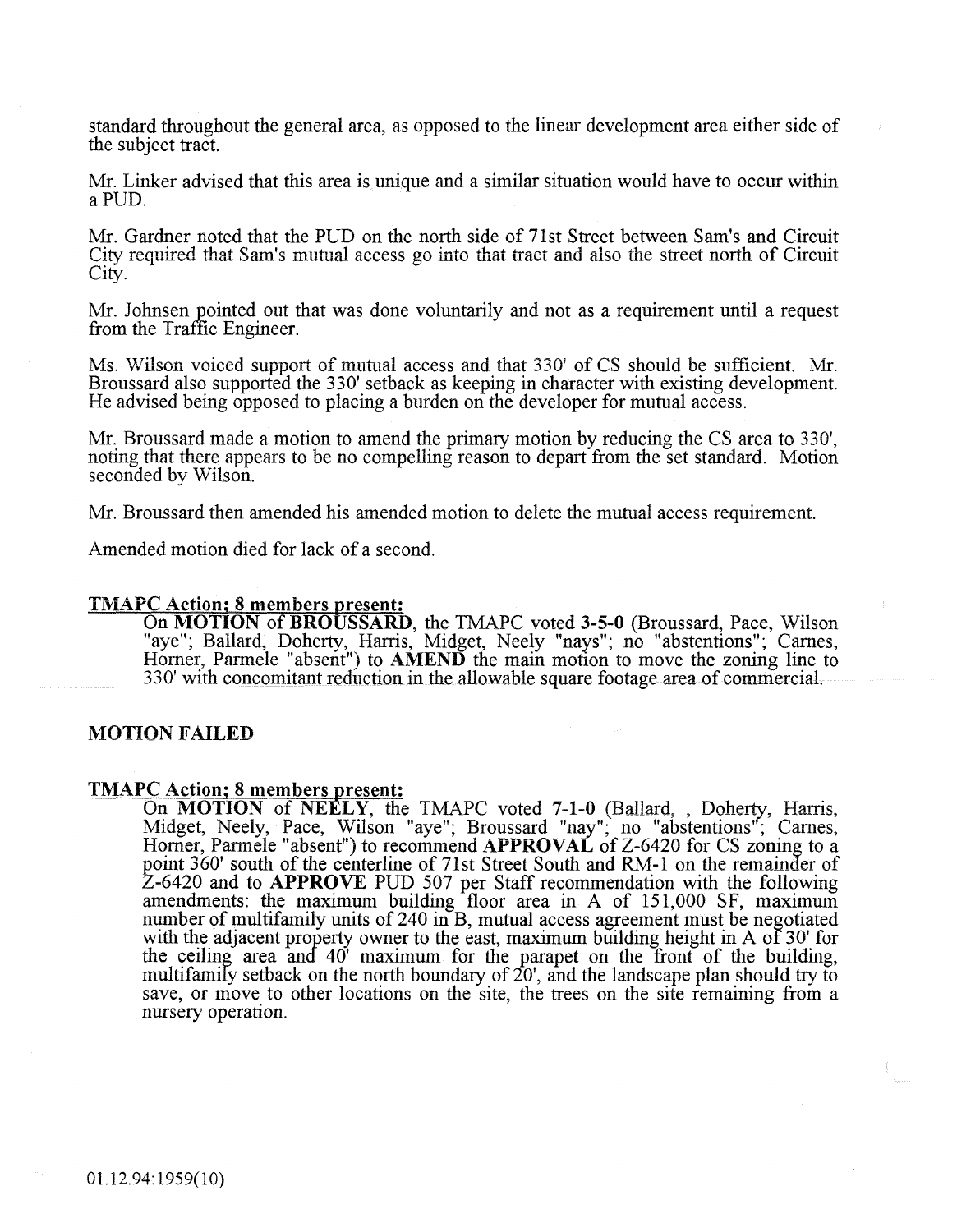standard throughout the general area, as opposed to the linear development area either side of the subject tract.

Mr. Linker advised that this area is unique and a similar situation would have to occur within a PUD.

Mr. Gardner noted that the PUD on the north side of 71st Street between Sam's and Circuit City required that Sam's mutual access go into that tract and also the street north of Circuit City.

Mr. Johnsen pointed out that was done voluntarily and not as a requirement until a request from the Traffic Engineer.

Ms. Wilson voiced support of mutual access and that 330' of CS should be sufficient. Mr. Broussard also supported the 330' setback as keeping in character with existing development. He advised being opposed to placing a burden on the developer for mutual access.

Mr. Broussard made a motion to amend the primary motion by reducing the CS area to 330', noting that there appears to be no compelling reason to depart from the set standard. Motion seconded by Wilson.

Mr. Broussard then amended his amended motion to delete the mutual access requirement.

Amended motion died for lack of a second.

**TMAPC Action; 8 members present:**

On **MOTION** of **BROUSSARD**, the TMAPC voted **3-5-0** (Broussard, Pace, Wilson "aye"; Ballard, Doherty, Harris, Midget, Neely "nays"; no "abstentions"; Carnes, Horner, Parmele "absent") to **AMEND** the main motion to move the zoning line to 330' with concomitant reduction in the allowable square footage area of commercial.

**MOTION FAILED**

**TMAPC Action; 8 members present:**

On **MOTION** of **NEELY**, the TMAPC voted **7-1-0** (Ballard, , Doherty, Harris, Midget, Neely, Pace, Wilson "aye"; Broussard "nay"; no "abstentions"; Carnes, Horner, Parmele "absent") to recommend **APPROVAL** of Z-6420 for CS zoning to a point 360' south of the centerline of 71st Street South and RM-1 on the remainder of Z-6420 and to **APPROVE** PUD 507 per Staff recommendation with the following amendments: the maximum building floor area in A of 151,000 SF, maximum number of multifamily units of 240 in B, mutual access agreement must be negotiated with the adjacent property owner to the east, maximum building height in A of 30' for the ceiling area and 40' maximum for the parapet on the front of the building, multifamily setback on the north boundary of 20', and the landscape plan should try to save, or move to other locations on the site, the trees on the site remaining from a nursery operation.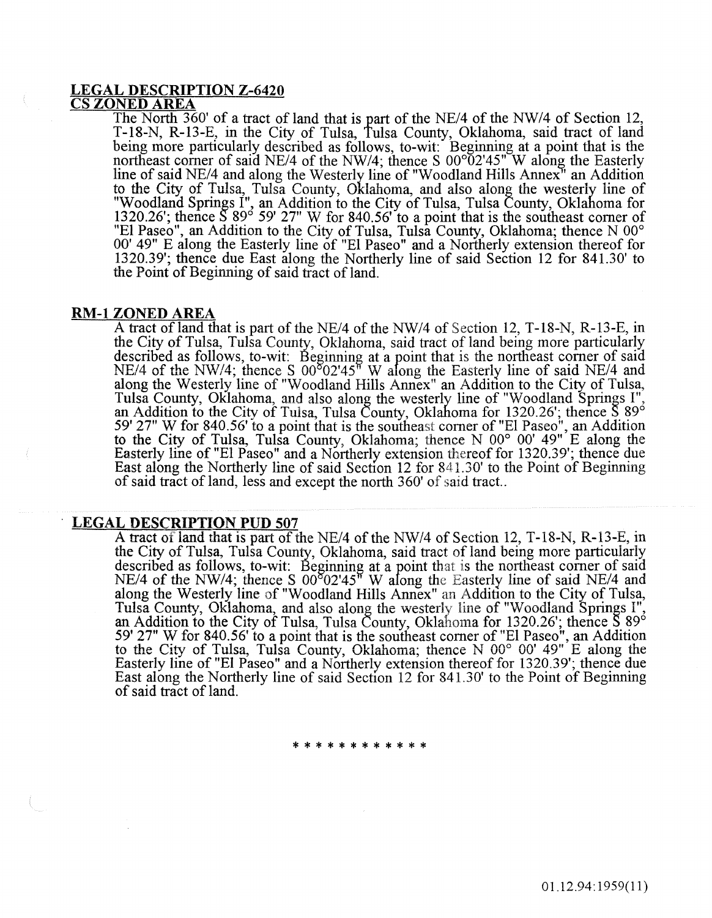## LEGAL DESCRIPTION Z-6420

### CS ZONED AREA

The North 360' of a tract of land that is part of the NE/4 of the NW/4 of Section 12, T-18-N, R-13-E, in the City of Tulsa, Tulsa County, Oklahoma, said tract of land being more particularly described as follows, to-wit: Beginning at a point that is the northeast corner of said NE/4 of the NW/4; thence S 00°02'45" W along the Easterly line of said NE/4 and along the Westerly line of "Woodland Hills Annex" an Addition to the City of Tulsa, Tulsa County, Oklahoma, and also along the westerly line of "Woodland Springs I", an Addition to the City of Tulsa, Tulsa County, Oklahoma for 1320.26'; thence S 89° 59' 27" W for 840.56' to a point that is the southeast corner of "El Paseo", an Addition to the City of Tulsa, Tulsa County, Oklahoma; thence N 00° 00' 49" E along the Easterly line of "El Paseo" and a Northerly extension thereof for 1320.39'; thence due East along the Northerly line of said Section 12 for 841.30' to the Point of Beginning of said tract of land.

### RM-1 ZONED AREA

A tract of land that is part of the NE/4 of the NW/4 of Section 12, T-18-N, R-13-E, in the City of Tulsa, Tulsa County, Oklahoma, said tract of land being more particularly described as follows, to-wit: Beginning at a point that is the northeast corner of said NE/4 of the NW/4; thence S 00°02'45" W along the Easterly line of said NE/4 and along the Westerly line of "Woodland Hills Annex" an Addition to the City of Tulsa, Tulsa County, Oklahoma, and also along the westerly line of "Woodland Springs I", an Addition to the City of Tulsa, Tulsa County, Oklahoma for 1320.26'; thence S 89° 59' 27" W for 840.56' to a point that is the southeast corner of "El Paseo", an Addition to the City of Tulsa, Tulsa County, Oklahoma; thence N 00° 00' 49" E along the Easterly line of "El Paseo" and a Northerly extension thereof for 1320.39'; thence due East along the Northerly line of said Section 12 for 841.30' to the Point of Beginning of said tract of land, less and except the north 360' of said tract..

## LEGAL DESCRIPTION PUD 507

A tract of land that is part of the NE/4 of the NW/4 of Section 12, T-18-N, R-13-E, in the City of Tulsa, Tulsa County, Oklahoma, said tract of land being more particularly described as follows, to-wit: Beginning at a point that is the northeast corner of said NE/4 of the NW/4; thence S 00°02'45" W along the Easterly line of said NE/4 and along the Westerly line of "Woodland Hills Annex" an Addition to the City of Tulsa, Tulsa County, Oklahoma, and also along the westerly line of "Woodland Springs I", an Addition to the City of Tulsa, Tulsa County, Oklahoma for 1320.26'; thence S 89° 59' 27" W for 840.56' to a point that is the southeast corner of "El Paseo", an Addition to the City of Tulsa, Tulsa County, Oklahoma; thence N 00° 00' 49" E along the Easterly line of "El Paseo" and a Northerly extension thereof for 1320.39'; thence due East along the Northerly line of said Section 12 for 841.30' to the Point of Beginning of said tract of land.

* * * * * * * * * * * *

01.12.94:1959(11)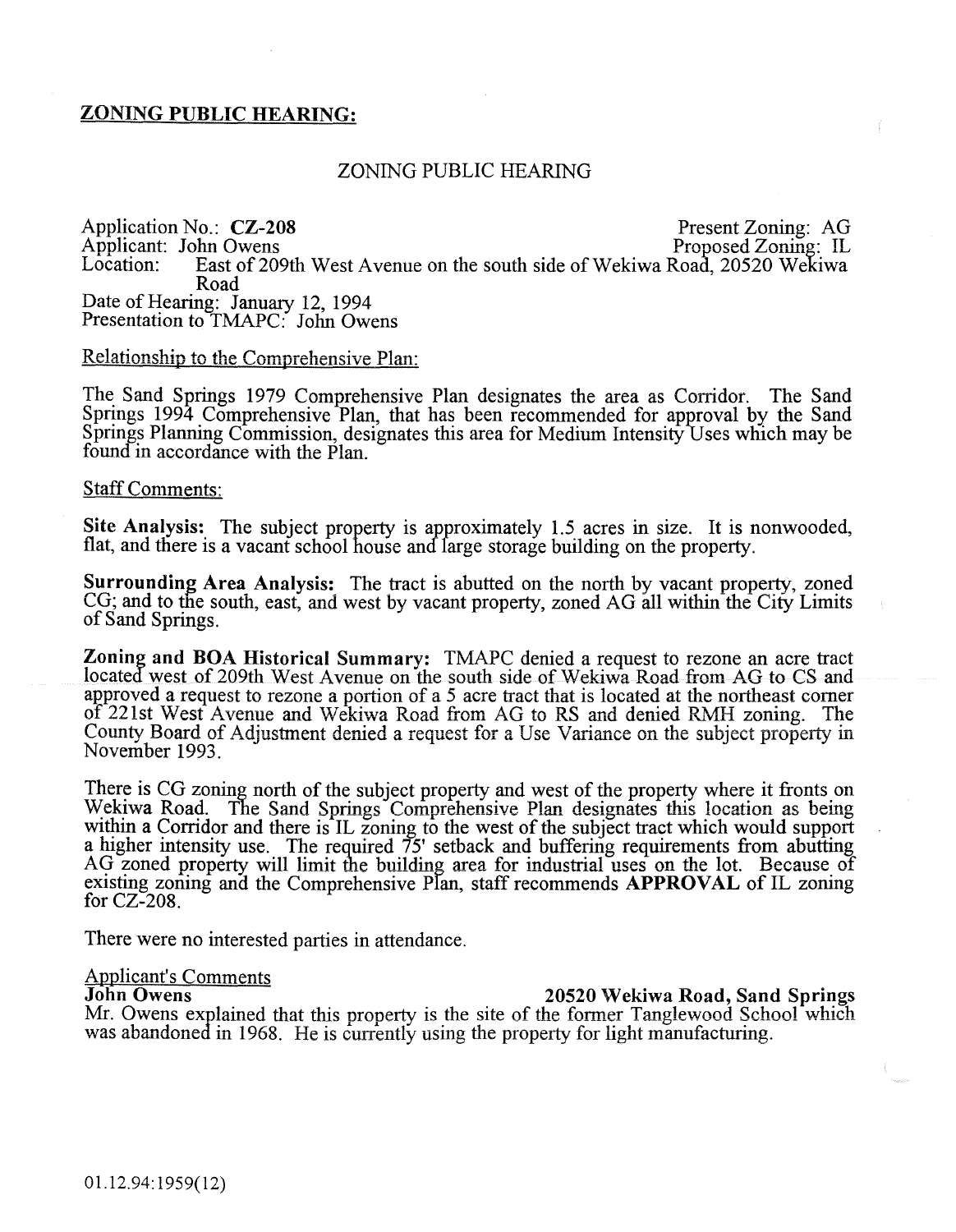## ZONING PUBLIC HEARING:

ZONING PUBLIC HEARING

Application No.: **CZ-208**  
Present Zoning: AG  
Applicant: John Owens  
Proposed Zoning: IL  
Location: East of 209th West Avenue on the south side of Wekiwa Road, 20520 Wekiwa Road  
Date of Hearing: January 12, 1994  
Presentation to TMAPC: John Owens

Relationship to the Comprehensive Plan:

The Sand Springs 1979 Comprehensive Plan designates the area as Corridor. The Sand Springs 1994 Comprehensive Plan, that has been recommended for approval by the Sand Springs Planning Commission, designates this area for Medium Intensity Uses which may be found in accordance with the Plan.

Staff Comments:

**Site Analysis:** The subject property is approximately 1.5 acres in size. It is nonwooded, flat, and there is a vacant school house and large storage building on the property.

**Surrounding Area Analysis:** The tract is abutted on the north by vacant property, zoned CG; and to the south, east, and west by vacant property, zoned AG all within the City Limits of Sand Springs.

**Zoning and BOA Historical Summary:** TMAPC denied a request to rezone an acre tract located west of 209th West Avenue on the south side of Wekiwa Road from AG to CS and approved a request to rezone a portion of a 5 acre tract that is located at the northeast corner of 221st West Avenue and Wekiwa Road from AG to RS and denied RMH zoning. The County Board of Adjustment denied a request for a Use Variance on the subject property in November 1993.

There is CG zoning north of the subject property and west of the property where it fronts on Wekiwa Road. The Sand Springs Comprehensive Plan designates this location as being within a Corridor and there is IL zoning to the west of the subject tract which would support a higher intensity use. The required 75' setback and buffering requirements from abutting AG zoned property will limit the building area for industrial uses on the lot. Because of existing zoning and the Comprehensive Plan, staff recommends **APPROVAL** of IL zoning for CZ-208.

There were no interested parties in attendance.

Applicant's Comments

**John Owens** **20520 Wekiwa Road, Sand Springs**

Mr. Owens explained that this property is the site of the former Tanglewood School which was abandoned in 1968. He is currently using the property for light manufacturing.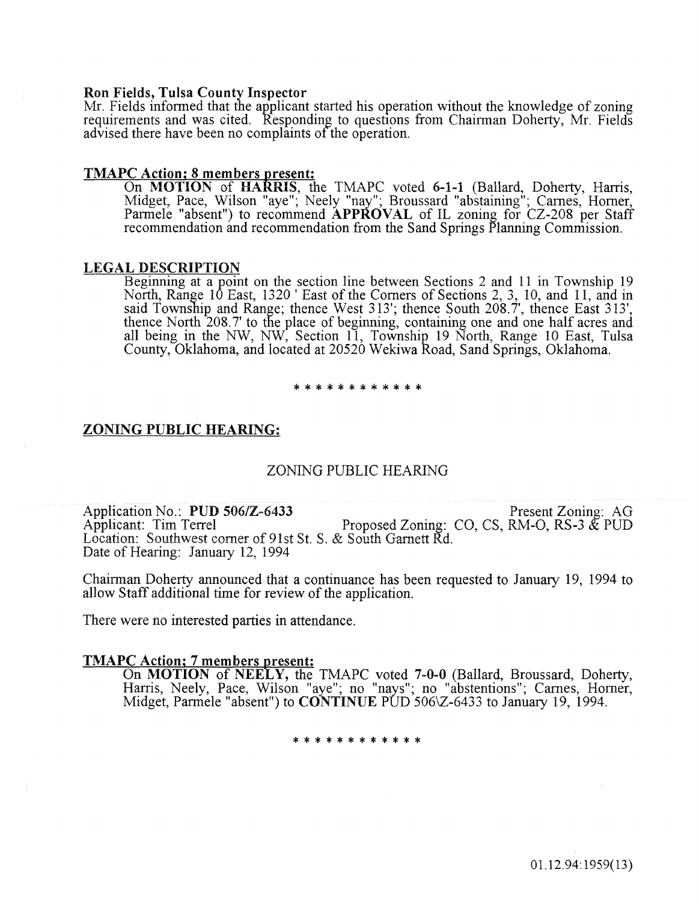**Ron Fields, Tulsa County Inspector**
Mr. Fields informed that the applicant started his operation without the knowledge of zoning requirements and was cited. Responding to questions from Chairman Doherty, Mr. Fields advised there have been no complaints of the operation.

**TMAPC Action; 8 members present:**

On **MOTION** of **HARRIS**, the TMAPC voted **6-1-1** (Ballard, Doherty, Harris, Midget, Pace, Wilson "aye"; Neely "nay"; Broussard "abstaining"; Carnes, Horner, Parmele "absent") to recommend **APPROVAL** of IL zoning for CZ-208 per Staff recommendation and recommendation from the Sand Springs Planning Commission.

**LEGAL DESCRIPTION**

Beginning at a point on the section line between Sections 2 and 11 in Township 19 North, Range 10 East, 1320 ' East of the Corners of Sections 2, 3, 10, and 11, and in said Township and Range; thence West 313'; thence South 208.7', thence East 313', thence North 208.7' to the place of beginning, containing one and one half acres and all being in the NW, NW, Section 11, Township 19 North, Range 10 East, Tulsa County, Oklahoma, and located at 20520 Wekiwa Road, Sand Springs, Oklahoma.

* * * * * * * * * * * *

## ZONING PUBLIC HEARING:

ZONING PUBLIC HEARING

Application No.: **PUD 506/Z-6433** Present Zoning: AG
Applicant: Tim Terrel Proposed Zoning: CO, CS, RM-O, RS-3 & PUD
Location: Southwest corner of 91st St. S. & South Garnett Rd.
Date of Hearing: January 12, 1994

Chairman Doherty announced that a continuance has been requested to January 19, 1994 to allow Staff additional time for review of the application.

There were no interested parties in attendance.

**TMAPC Action; 7 members present:**

On **MOTION** of **NEELY,** the TMAPC voted **7-0-0** (Ballard, Broussard, Doherty, Harris, Neely, Pace, Wilson "aye"; no "nays"; no "abstentions"; Carnes, Horner, Midget, Parmele "absent") to **CONTINUE** PUD 506\Z-6433 to January 19, 1994.

* * * * * * * * * * * *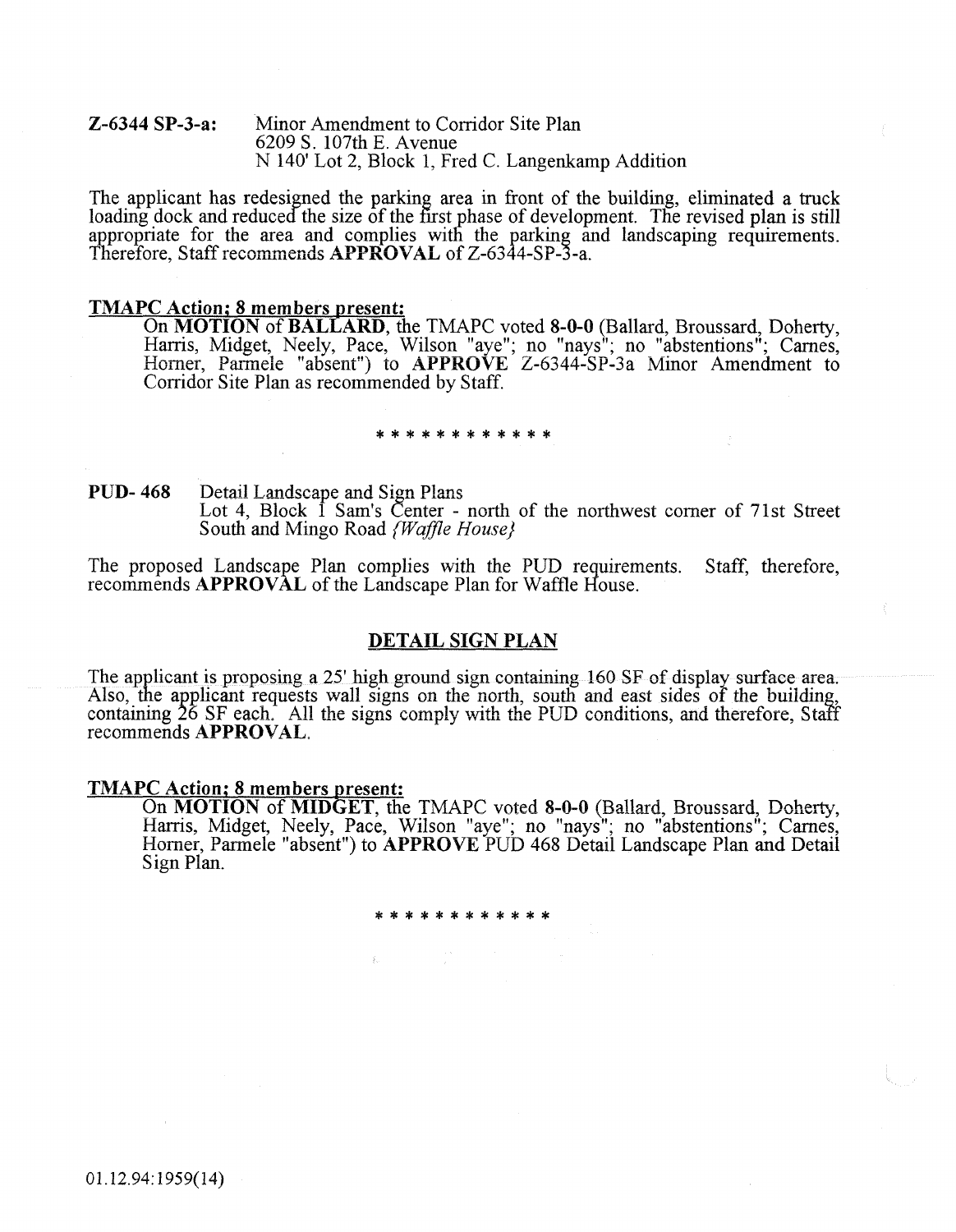**Z-6344 SP-3-a:** Minor Amendment to Corridor Site Plan
6209 S. 107th E. Avenue
N 140' Lot 2, Block 1, Fred C. Langenkamp Addition

The applicant has redesigned the parking area in front of the building, eliminated a truck loading dock and reduced the size of the first phase of development. The revised plan is still appropriate for the area and complies with the parking and landscaping requirements. Therefore, Staff recommends **APPROVAL** of Z-6344-SP-3-a.

**TMAPC Action; 8 members present:**

On **MOTION** of **BALLARD**, the TMAPC voted **8-0-0** (Ballard, Broussard, Doherty, Harris, Midget, Neely, Pace, Wilson "aye"; no "nays"; no "abstentions"; Carnes, Horner, Parmele "absent") to **APPROVE** Z-6344-SP-3a Minor Amendment to Corridor Site Plan as recommended by Staff.

\* \* \* \* \* \* \* \* \* \* \* \*

**PUD- 468** Detail Landscape and Sign Plans
Lot 4, Block 1 Sam's Center - north of the northwest corner of 71st Street South and Mingo Road *{Waffle House}*

The proposed Landscape Plan complies with the PUD requirements. Staff, therefore, recommends **APPROVAL** of the Landscape Plan for Waffle House.

## DETAIL SIGN PLAN

The applicant is proposing a 25' high ground sign containing 160 SF of display surface area. Also, the applicant requests wall signs on the north, south and east sides of the building, containing 26 SF each. All the signs comply with the PUD conditions, and therefore, Staff recommends **APPROVAL**.

**TMAPC Action; 8 members present:**

On **MOTION** of **MIDGET**, the TMAPC voted **8-0-0** (Ballard, Broussard, Doherty, Harris, Midget, Neely, Pace, Wilson "aye"; no "nays"; no "abstentions"; Carnes, Horner, Parmele "absent") to **APPROVE** PUD 468 Detail Landscape Plan and Detail Sign Plan.

\* \* \* \* \* \* \* \* \* \* \* \*

01.12.94:1959(14)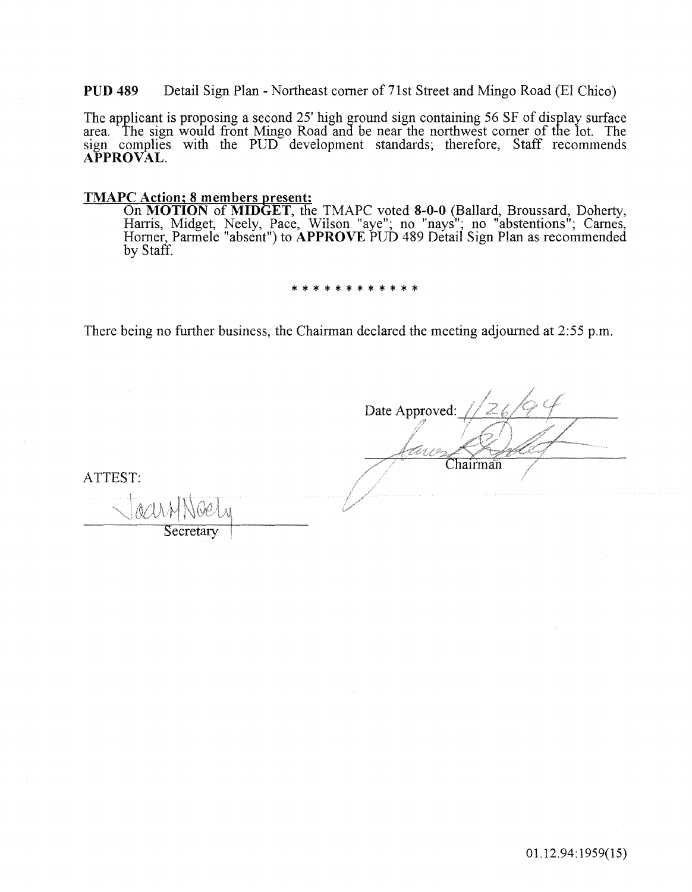**PUD 489** Detail Sign Plan - Northeast corner of 71st Street and Mingo Road (El Chico)

The applicant is proposing a second 25' high ground sign containing 56 SF of display surface area. The sign would front Mingo Road and be near the northwest corner of the lot. The sign complies with the PUD development standards; therefore, Staff recommends **APPROVAL**.

**TMAPC Action; 8 members present:**

On **MOTION** of **MIDGET**, the TMAPC voted **8-0-0** (Ballard, Broussard, Doherty, Harris, Midget, Neely, Pace, Wilson "aye"; no "nays"; no "abstentions"; Carnes, Horner, Parmele "absent") to **APPROVE** PUD 489 Detail Sign Plan as recommended by Staff.

* * * * * * * * * * * *

There being no further business, the Chairman declared the meeting adjourned at 2:55 p.m.

Date Approved: 1/26/94

Chairman

ATTEST:

Secretary

01.12.94:1959(15)